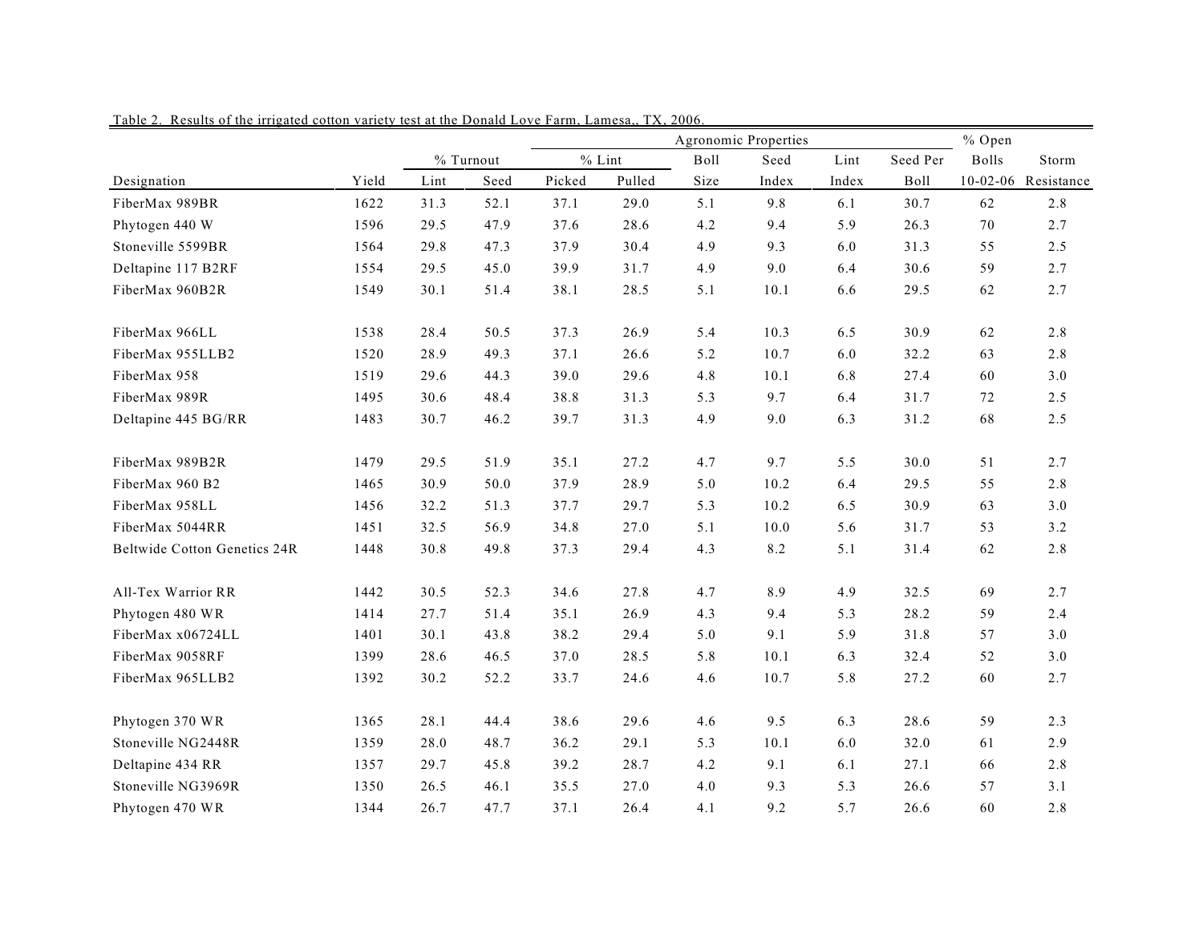Table 2. Results of the irrigated cotton variety test at the Donald Love Farm, Lamesa,, TX, 2006.

| | | % Turnout | | % Lint | | Agronomic Properties | | | | % Open | |
|---|---|---|---|---|---|---|---|---|---|---|---|
| | | | | | | Boll | Seed | Lint | Seed Per | Bolls | Storm |
| Designation | Yield | Lint | Seed | Picked | Pulled | Size | Index | Index | Boll | 10-02-06 | Resistance |
| FiberMax 989BR | 1622 | 31.3 | 52.1 | 37.1 | 29.0 | 5.1 | 9.8 | 6.1 | 30.7 | 62 | 2.8 |
| Phytogen 440 W | 1596 | 29.5 | 47.9 | 37.6 | 28.6 | 4.2 | 9.4 | 5.9 | 26.3 | 70 | 2.7 |
| Stoneville 5599BR | 1564 | 29.8 | 47.3 | 37.9 | 30.4 | 4.9 | 9.3 | 6.0 | 31.3 | 55 | 2.5 |
| Deltapine 117 B2RF | 1554 | 29.5 | 45.0 | 39.9 | 31.7 | 4.9 | 9.0 | 6.4 | 30.6 | 59 | 2.7 |
| FiberMax 960B2R | 1549 | 30.1 | 51.4 | 38.1 | 28.5 | 5.1 | 10.1 | 6.6 | 29.5 | 62 | 2.7 |
| FiberMax 966LL | 1538 | 28.4 | 50.5 | 37.3 | 26.9 | 5.4 | 10.3 | 6.5 | 30.9 | 62 | 2.8 |
| FiberMax 955LLB2 | 1520 | 28.9 | 49.3 | 37.1 | 26.6 | 5.2 | 10.7 | 6.0 | 32.2 | 63 | 2.8 |
| FiberMax 958 | 1519 | 29.6 | 44.3 | 39.0 | 29.6 | 4.8 | 10.1 | 6.8 | 27.4 | 60 | 3.0 |
| FiberMax 989R | 1495 | 30.6 | 48.4 | 38.8 | 31.3 | 5.3 | 9.7 | 6.4 | 31.7 | 72 | 2.5 |
| Deltapine 445 BG/RR | 1483 | 30.7 | 46.2 | 39.7 | 31.3 | 4.9 | 9.0 | 6.3 | 31.2 | 68 | 2.5 |
| FiberMax 989B2R | 1479 | 29.5 | 51.9 | 35.1 | 27.2 | 4.7 | 9.7 | 5.5 | 30.0 | 51 | 2.7 |
| FiberMax 960 B2 | 1465 | 30.9 | 50.0 | 37.9 | 28.9 | 5.0 | 10.2 | 6.4 | 29.5 | 55 | 2.8 |
| FiberMax 958LL | 1456 | 32.2 | 51.3 | 37.7 | 29.7 | 5.3 | 10.2 | 6.5 | 30.9 | 63 | 3.0 |
| FiberMax 5044RR | 1451 | 32.5 | 56.9 | 34.8 | 27.0 | 5.1 | 10.0 | 5.6 | 31.7 | 53 | 3.2 |
| Beltwide Cotton Genetics 24R | 1448 | 30.8 | 49.8 | 37.3 | 29.4 | 4.3 | 8.2 | 5.1 | 31.4 | 62 | 2.8 |
| All-Tex Warrior RR | 1442 | 30.5 | 52.3 | 34.6 | 27.8 | 4.7 | 8.9 | 4.9 | 32.5 | 69 | 2.7 |
| Phytogen 480 WR | 1414 | 27.7 | 51.4 | 35.1 | 26.9 | 4.3 | 9.4 | 5.3 | 28.2 | 59 | 2.4 |
| FiberMax x06724LL | 1401 | 30.1 | 43.8 | 38.2 | 29.4 | 5.0 | 9.1 | 5.9 | 31.8 | 57 | 3.0 |
| FiberMax 9058RF | 1399 | 28.6 | 46.5 | 37.0 | 28.5 | 5.8 | 10.1 | 6.3 | 32.4 | 52 | 3.0 |
| FiberMax 965LLB2 | 1392 | 30.2 | 52.2 | 33.7 | 24.6 | 4.6 | 10.7 | 5.8 | 27.2 | 60 | 2.7 |
| Phytogen 370 WR | 1365 | 28.1 | 44.4 | 38.6 | 29.6 | 4.6 | 9.5 | 6.3 | 28.6 | 59 | 2.3 |
| Stoneville NG2448R | 1359 | 28.0 | 48.7 | 36.2 | 29.1 | 5.3 | 10.1 | 6.0 | 32.0 | 61 | 2.9 |
| Deltapine 434 RR | 1357 | 29.7 | 45.8 | 39.2 | 28.7 | 4.2 | 9.1 | 6.1 | 27.1 | 66 | 2.8 |
| Stoneville NG3969R | 1350 | 26.5 | 46.1 | 35.5 | 27.0 | 4.0 | 9.3 | 5.3 | 26.6 | 57 | 3.1 |
| Phytogen 470 WR | 1344 | 26.7 | 47.7 | 37.1 | 26.4 | 4.1 | 9.2 | 5.7 | 26.6 | 60 | 2.8 |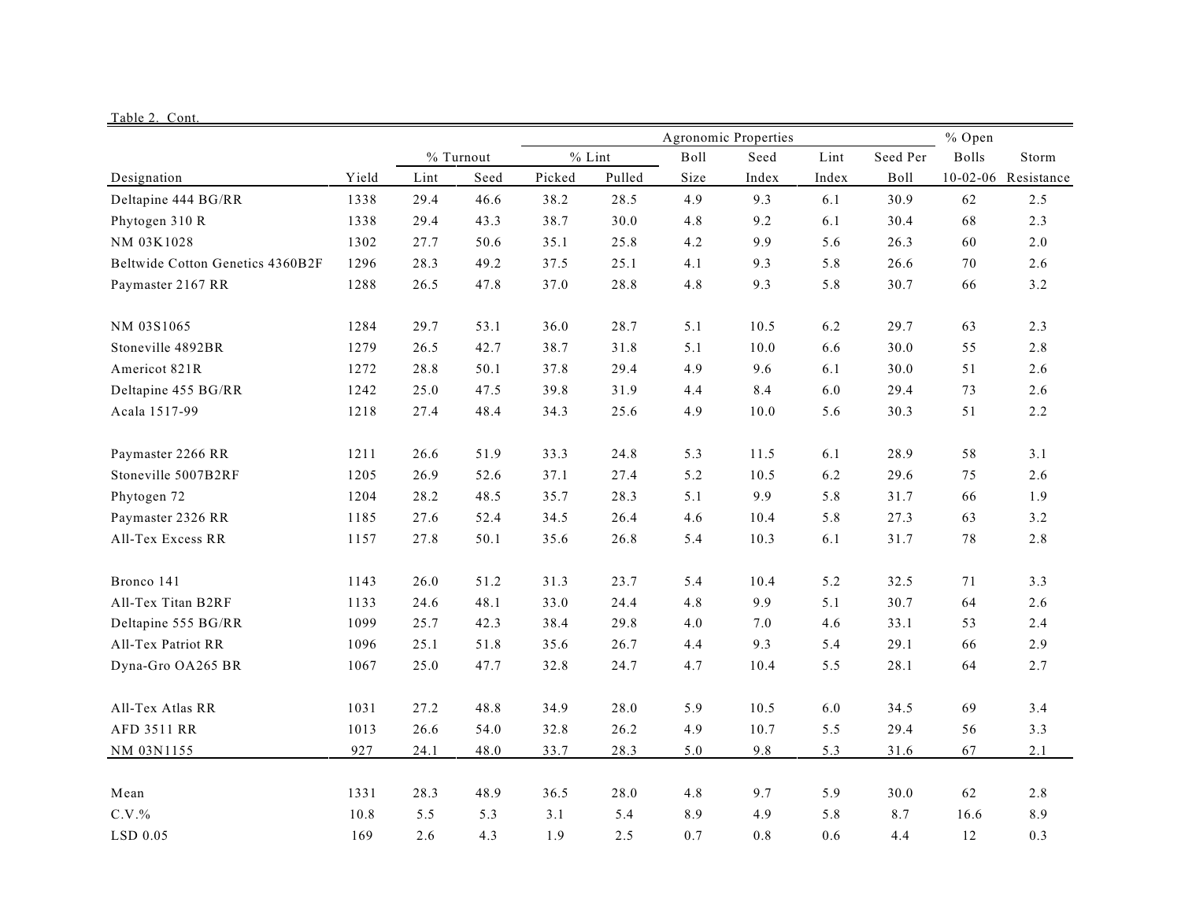Table 2. Cont.

| Designation | Yield | % Turnout | | Agronomic Properties | | | | | | | % Open Bolls | Storm |
|---|---|---|---|---|---|---|---|---|---|---|---|---|
| | | | | % Lint | | Boll | Seed | Lint | Seed Per | | | |
| | | Lint | Seed | Picked | Pulled | Size | Index | Index | Boll | | 10-02-06 | Resistance |
| Deltapine 444 BG/RR | 1338 | 29.4 | 46.6 | 38.2 | 28.5 | 4.9 | 9.3 | 6.1 | 30.9 | | 62 | 2.5 |
| Phytogen 310 R | 1338 | 29.4 | 43.3 | 38.7 | 30.0 | 4.8 | 9.2 | 6.1 | 30.4 | | 68 | 2.3 |
| NM 03K1028 | 1302 | 27.7 | 50.6 | 35.1 | 25.8 | 4.2 | 9.9 | 5.6 | 26.3 | | 60 | 2.0 |
| Beltwide Cotton Genetics 4360B2F | 1296 | 28.3 | 49.2 | 37.5 | 25.1 | 4.1 | 9.3 | 5.8 | 26.6 | | 70 | 2.6 |
| Paymaster 2167 RR | 1288 | 26.5 | 47.8 | 37.0 | 28.8 | 4.8 | 9.3 | 5.8 | 30.7 | | 66 | 3.2 |
| NM 03S1065 | 1284 | 29.7 | 53.1 | 36.0 | 28.7 | 5.1 | 10.5 | 6.2 | 29.7 | | 63 | 2.3 |
| Stoneville 4892BR | 1279 | 26.5 | 42.7 | 38.7 | 31.8 | 5.1 | 10.0 | 6.6 | 30.0 | | 55 | 2.8 |
| Americot 821R | 1272 | 28.8 | 50.1 | 37.8 | 29.4 | 4.9 | 9.6 | 6.1 | 30.0 | | 51 | 2.6 |
| Deltapine 455 BG/RR | 1242 | 25.0 | 47.5 | 39.8 | 31.9 | 4.4 | 8.4 | 6.0 | 29.4 | | 73 | 2.6 |
| Acala 1517-99 | 1218 | 27.4 | 48.4 | 34.3 | 25.6 | 4.9 | 10.0 | 5.6 | 30.3 | | 51 | 2.2 |
| Paymaster 2266 RR | 1211 | 26.6 | 51.9 | 33.3 | 24.8 | 5.3 | 11.5 | 6.1 | 28.9 | | 58 | 3.1 |
| Stoneville 5007B2RF | 1205 | 26.9 | 52.6 | 37.1 | 27.4 | 5.2 | 10.5 | 6.2 | 29.6 | | 75 | 2.6 |
| Phytogen 72 | 1204 | 28.2 | 48.5 | 35.7 | 28.3 | 5.1 | 9.9 | 5.8 | 31.7 | | 66 | 1.9 |
| Paymaster 2326 RR | 1185 | 27.6 | 52.4 | 34.5 | 26.4 | 4.6 | 10.4 | 5.8 | 27.3 | | 63 | 3.2 |
| All-Tex Excess RR | 1157 | 27.8 | 50.1 | 35.6 | 26.8 | 5.4 | 10.3 | 6.1 | 31.7 | | 78 | 2.8 |
| Bronco 141 | 1143 | 26.0 | 51.2 | 31.3 | 23.7 | 5.4 | 10.4 | 5.2 | 32.5 | | 71 | 3.3 |
| All-Tex Titan B2RF | 1133 | 24.6 | 48.1 | 33.0 | 24.4 | 4.8 | 9.9 | 5.1 | 30.7 | | 64 | 2.6 |
| Deltapine 555 BG/RR | 1099 | 25.7 | 42.3 | 38.4 | 29.8 | 4.0 | 7.0 | 4.6 | 33.1 | | 53 | 2.4 |
| All-Tex Patriot RR | 1096 | 25.1 | 51.8 | 35.6 | 26.7 | 4.4 | 9.3 | 5.4 | 29.1 | | 66 | 2.9 |
| Dyna-Gro OA265 BR | 1067 | 25.0 | 47.7 | 32.8 | 24.7 | 4.7 | 10.4 | 5.5 | 28.1 | | 64 | 2.7 |
| All-Tex Atlas RR | 1031 | 27.2 | 48.8 | 34.9 | 28.0 | 5.9 | 10.5 | 6.0 | 34.5 | | 69 | 3.4 |
| AFD 3511 RR | 1013 | 26.6 | 54.0 | 32.8 | 26.2 | 4.9 | 10.7 | 5.5 | 29.4 | | 56 | 3.3 |
| NM 03N1155 | 927 | 24.1 | 48.0 | 33.7 | 28.3 | 5.0 | 9.8 | 5.3 | 31.6 | | 67 | 2.1 |
| Mean | 1331 | 28.3 | 48.9 | 36.5 | 28.0 | 4.8 | 9.7 | 5.9 | 30.0 | | 62 | 2.8 |
| C.V.% | 10.8 | 5.5 | 5.3 | 3.1 | 5.4 | 8.9 | 4.9 | 5.8 | 8.7 | | 16.6 | 8.9 |
| LSD 0.05 | 169 | 2.6 | 4.3 | 1.9 | 2.5 | 0.7 | 0.8 | 0.6 | 4.4 | | 12 | 0.3 |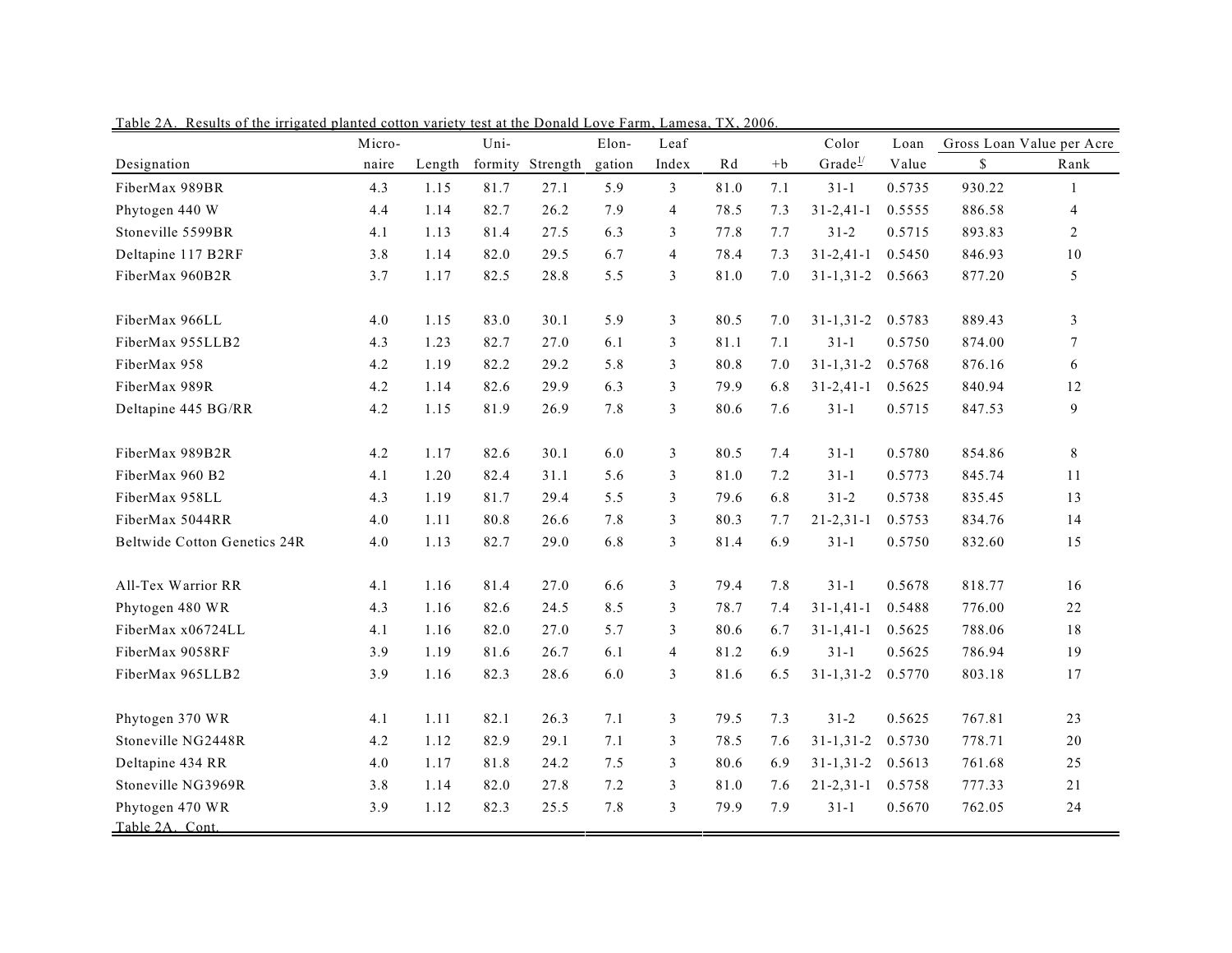Table 2A. Results of the irrigated planted cotton variety test at the Donald Love Farm, Lamesa, TX, 2006.

| Designation | Micro-naire | Length | Uni-formity | Strength | Elon-gation | Leaf Index | Rd | +b | Color Grade[1/] | Loan Value | Gross Loan Value per Acre $ | Rank |
|---|---|---|---|---|---|---|---|---|---|---|---|---|
| FiberMax 989BR | 4.3 | 1.15 | 81.7 | 27.1 | 5.9 | 3 | 81.0 | 7.1 | 31-1 | 0.5735 | 930.22 | 1 |
| Phytogen 440 W | 4.4 | 1.14 | 82.7 | 26.2 | 7.9 | 4 | 78.5 | 7.3 | 31-2,41-1 | 0.5555 | 886.58 | 4 |
| Stoneville 5599BR | 4.1 | 1.13 | 81.4 | 27.5 | 6.3 | 3 | 77.8 | 7.7 | 31-2 | 0.5715 | 893.83 | 2 |
| Deltapine 117 B2RF | 3.8 | 1.14 | 82.0 | 29.5 | 6.7 | 4 | 78.4 | 7.3 | 31-2,41-1 | 0.5450 | 846.93 | 10 |
| FiberMax 960B2R | 3.7 | 1.17 | 82.5 | 28.8 | 5.5 | 3 | 81.0 | 7.0 | 31-1,31-2 | 0.5663 | 877.20 | 5 |
| FiberMax 966LL | 4.0 | 1.15 | 83.0 | 30.1 | 5.9 | 3 | 80.5 | 7.0 | 31-1,31-2 | 0.5783 | 889.43 | 3 |
| FiberMax 955LLB2 | 4.3 | 1.23 | 82.7 | 27.0 | 6.1 | 3 | 81.1 | 7.1 | 31-1 | 0.5750 | 874.00 | 7 |
| FiberMax 958 | 4.2 | 1.19 | 82.2 | 29.2 | 5.8 | 3 | 80.8 | 7.0 | 31-1,31-2 | 0.5768 | 876.16 | 6 |
| FiberMax 989R | 4.2 | 1.14 | 82.6 | 29.9 | 6.3 | 3 | 79.9 | 6.8 | 31-2,41-1 | 0.5625 | 840.94 | 12 |
| Deltapine 445 BG/RR | 4.2 | 1.15 | 81.9 | 26.9 | 7.8 | 3 | 80.6 | 7.6 | 31-1 | 0.5715 | 847.53 | 9 |
| FiberMax 989B2R | 4.2 | 1.17 | 82.6 | 30.1 | 6.0 | 3 | 80.5 | 7.4 | 31-1 | 0.5780 | 854.86 | 8 |
| FiberMax 960 B2 | 4.1 | 1.20 | 82.4 | 31.1 | 5.6 | 3 | 81.0 | 7.2 | 31-1 | 0.5773 | 845.74 | 11 |
| FiberMax 958LL | 4.3 | 1.19 | 81.7 | 29.4 | 5.5 | 3 | 79.6 | 6.8 | 31-2 | 0.5738 | 835.45 | 13 |
| FiberMax 5044RR | 4.0 | 1.11 | 80.8 | 26.6 | 7.8 | 3 | 80.3 | 7.7 | 21-2,31-1 | 0.5753 | 834.76 | 14 |
| Beltwide Cotton Genetics 24R | 4.0 | 1.13 | 82.7 | 29.0 | 6.8 | 3 | 81.4 | 6.9 | 31-1 | 0.5750 | 832.60 | 15 |
| All-Tex Warrior RR | 4.1 | 1.16 | 81.4 | 27.0 | 6.6 | 3 | 79.4 | 7.8 | 31-1 | 0.5678 | 818.77 | 16 |
| Phytogen 480 WR | 4.3 | 1.16 | 82.6 | 24.5 | 8.5 | 3 | 78.7 | 7.4 | 31-1,41-1 | 0.5488 | 776.00 | 22 |
| FiberMax x06724LL | 4.1 | 1.16 | 82.0 | 27.0 | 5.7 | 3 | 80.6 | 6.7 | 31-1,41-1 | 0.5625 | 788.06 | 18 |
| FiberMax 9058RF | 3.9 | 1.19 | 81.6 | 26.7 | 6.1 | 4 | 81.2 | 6.9 | 31-1 | 0.5625 | 786.94 | 19 |
| FiberMax 965LLB2 | 3.9 | 1.16 | 82.3 | 28.6 | 6.0 | 3 | 81.6 | 6.5 | 31-1,31-2 | 0.5770 | 803.18 | 17 |
| Phytogen 370 WR | 4.1 | 1.11 | 82.1 | 26.3 | 7.1 | 3 | 79.5 | 7.3 | 31-2 | 0.5625 | 767.81 | 23 |
| Stoneville NG2448R | 4.2 | 1.12 | 82.9 | 29.1 | 7.1 | 3 | 78.5 | 7.6 | 31-1,31-2 | 0.5730 | 778.71 | 20 |
| Deltapine 434 RR | 4.0 | 1.17 | 81.8 | 24.2 | 7.5 | 3 | 80.6 | 6.9 | 31-1,31-2 | 0.5613 | 761.68 | 25 |
| Stoneville NG3969R | 3.8 | 1.14 | 82.0 | 27.8 | 7.2 | 3 | 81.0 | 7.6 | 21-2,31-1 | 0.5758 | 777.33 | 21 |
| Phytogen 470 WR | 3.9 | 1.12 | 82.3 | 25.5 | 7.8 | 3 | 79.9 | 7.9 | 31-1 | 0.5670 | 762.05 | 24 |

Table 2A. Cont.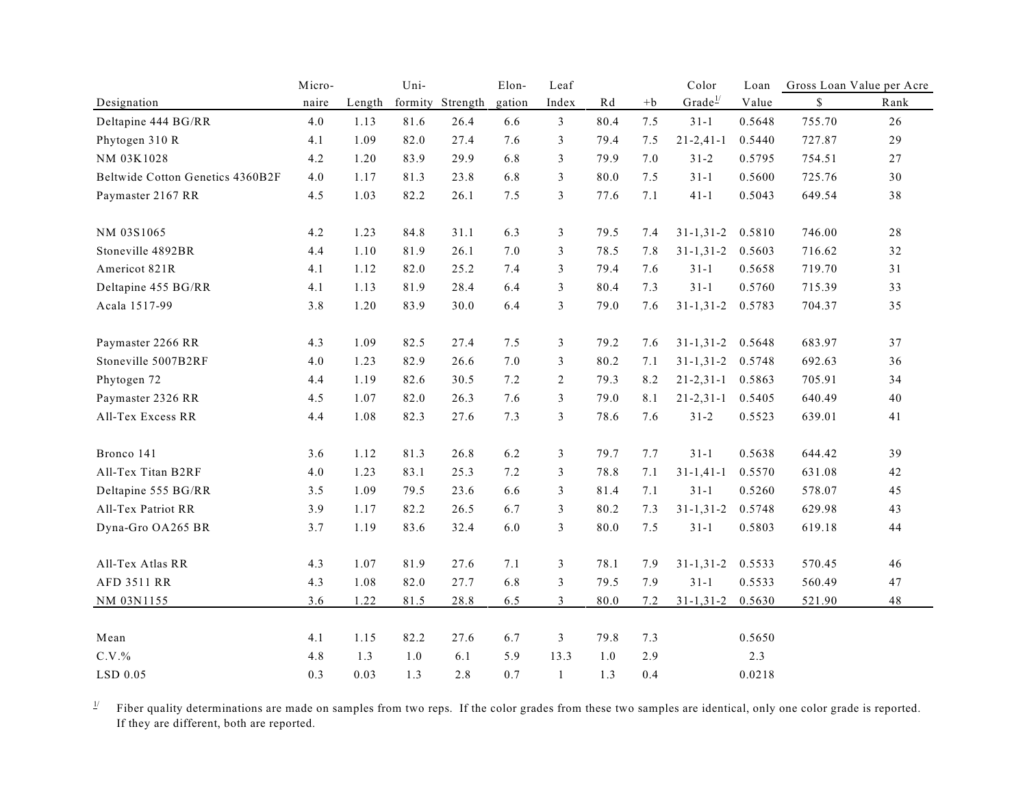| Designation | Micro-naire | Length | Uni-formity | Strength | Elon-gation | Leaf Index | Rd | +b | Color Grade[1/] | Loan Value | Gross Loan Value per Acre $ | Rank |
|---|---|---|---|---|---|---|---|---|---|---|---|---|
| Deltapine 444 BG/RR | 4.0 | 1.13 | 81.6 | 26.4 | 6.6 | 3 | 80.4 | 7.5 | 31-1 | 0.5648 | 755.70 | 26 |
| Phytogen 310 R | 4.1 | 1.09 | 82.0 | 27.4 | 7.6 | 3 | 79.4 | 7.5 | 21-2,41-1 | 0.5440 | 727.87 | 29 |
| NM 03K1028 | 4.2 | 1.20 | 83.9 | 29.9 | 6.8 | 3 | 79.9 | 7.0 | 31-2 | 0.5795 | 754.51 | 27 |
| Beltwide Cotton Genetics 4360B2F | 4.0 | 1.17 | 81.3 | 23.8 | 6.8 | 3 | 80.0 | 7.5 | 31-1 | 0.5600 | 725.76 | 30 |
| Paymaster 2167 RR | 4.5 | 1.03 | 82.2 | 26.1 | 7.5 | 3 | 77.6 | 7.1 | 41-1 | 0.5043 | 649.54 | 38 |
| NM 03S1065 | 4.2 | 1.23 | 84.8 | 31.1 | 6.3 | 3 | 79.5 | 7.4 | 31-1,31-2 | 0.5810 | 746.00 | 28 |
| Stoneville 4892BR | 4.4 | 1.10 | 81.9 | 26.1 | 7.0 | 3 | 78.5 | 7.8 | 31-1,31-2 | 0.5603 | 716.62 | 32 |
| Americot 821R | 4.1 | 1.12 | 82.0 | 25.2 | 7.4 | 3 | 79.4 | 7.6 | 31-1 | 0.5658 | 719.70 | 31 |
| Deltapine 455 BG/RR | 4.1 | 1.13 | 81.9 | 28.4 | 6.4 | 3 | 80.4 | 7.3 | 31-1 | 0.5760 | 715.39 | 33 |
| Acala 1517-99 | 3.8 | 1.20 | 83.9 | 30.0 | 6.4 | 3 | 79.0 | 7.6 | 31-1,31-2 | 0.5783 | 704.37 | 35 |
| Paymaster 2266 RR | 4.3 | 1.09 | 82.5 | 27.4 | 7.5 | 3 | 79.2 | 7.6 | 31-1,31-2 | 0.5648 | 683.97 | 37 |
| Stoneville 5007B2RF | 4.0 | 1.23 | 82.9 | 26.6 | 7.0 | 3 | 80.2 | 7.1 | 31-1,31-2 | 0.5748 | 692.63 | 36 |
| Phytogen 72 | 4.4 | 1.19 | 82.6 | 30.5 | 7.2 | 2 | 79.3 | 8.2 | 21-2,31-1 | 0.5863 | 705.91 | 34 |
| Paymaster 2326 RR | 4.5 | 1.07 | 82.0 | 26.3 | 7.6 | 3 | 79.0 | 8.1 | 21-2,31-1 | 0.5405 | 640.49 | 40 |
| All-Tex Excess RR | 4.4 | 1.08 | 82.3 | 27.6 | 7.3 | 3 | 78.6 | 7.6 | 31-2 | 0.5523 | 639.01 | 41 |
| Bronco 141 | 3.6 | 1.12 | 81.3 | 26.8 | 6.2 | 3 | 79.7 | 7.7 | 31-1 | 0.5638 | 644.42 | 39 |
| All-Tex Titan B2RF | 4.0 | 1.23 | 83.1 | 25.3 | 7.2 | 3 | 78.8 | 7.1 | 31-1,41-1 | 0.5570 | 631.08 | 42 |
| Deltapine 555 BG/RR | 3.5 | 1.09 | 79.5 | 23.6 | 6.6 | 3 | 81.4 | 7.1 | 31-1 | 0.5260 | 578.07 | 45 |
| All-Tex Patriot RR | 3.9 | 1.17 | 82.2 | 26.5 | 6.7 | 3 | 80.2 | 7.3 | 31-1,31-2 | 0.5748 | 629.98 | 43 |
| Dyna-Gro OA265 BR | 3.7 | 1.19 | 83.6 | 32.4 | 6.0 | 3 | 80.0 | 7.5 | 31-1 | 0.5803 | 619.18 | 44 |
| All-Tex Atlas RR | 4.3 | 1.07 | 81.9 | 27.6 | 7.1 | 3 | 78.1 | 7.9 | 31-1,31-2 | 0.5533 | 570.45 | 46 |
| AFD 3511 RR | 4.3 | 1.08 | 82.0 | 27.7 | 6.8 | 3 | 79.5 | 7.9 | 31-1 | 0.5533 | 560.49 | 47 |
| NM 03N1155 | 3.6 | 1.22 | 81.5 | 28.8 | 6.5 | 3 | 80.0 | 7.2 | 31-1,31-2 | 0.5630 | 521.90 | 48 |
| Mean | 4.1 | 1.15 | 82.2 | 27.6 | 6.7 | 3 | 79.8 | 7.3 | | 0.5650 | | |
| C.V.% | 4.8 | 1.3 | 1.0 | 6.1 | 5.9 | 13.3 | 1.0 | 2.9 | | 2.3 | | |
| LSD 0.05 | 0.3 | 0.03 | 1.3 | 2.8 | 0.7 | 1 | 1.3 | 0.4 | | 0.0218 | | |

[1/] Fiber quality determinations are made on samples from two reps. If the color grades from these two samples are identical, only one color grade is reported. If they are different, both are reported.